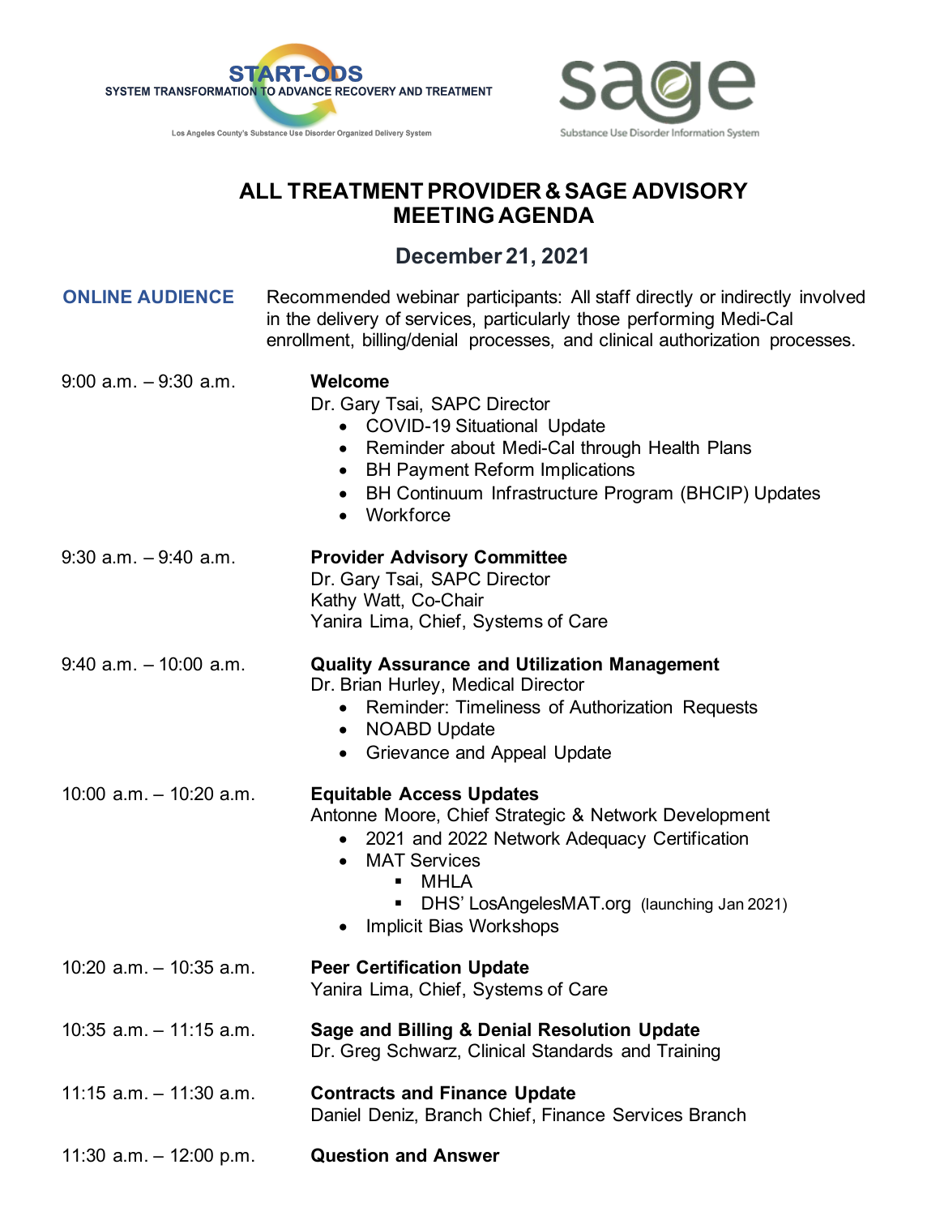START-ODS
SYSTEM TRANSFORMATION TO ADVANCE RECOVERY AND TREATMENT
Los Angeles County's Substance Use Disorder Organized Delivery System

sage
Substance Use Disorder Information System

# ALL TREATMENT PROVIDER & SAGE ADVISORY MEETING AGENDA

## December 21, 2021

**ONLINE AUDIENCE** Recommended webinar participants: All staff directly or indirectly involved in the delivery of services, particularly those performing Medi-Cal enrollment, billing/denial processes, and clinical authorization processes.

9:00 a.m. – 9:30 a.m. **Welcome**
Dr. Gary Tsai, SAPC Director
- COVID-19 Situational Update
- Reminder about Medi-Cal through Health Plans
- BH Payment Reform Implications
- BH Continuum Infrastructure Program (BHCIP) Updates
- Workforce

9:30 a.m. – 9:40 a.m. **Provider Advisory Committee**
Dr. Gary Tsai, SAPC Director
Kathy Watt, Co-Chair
Yanira Lima, Chief, Systems of Care

9:40 a.m. – 10:00 a.m. **Quality Assurance and Utilization Management**
Dr. Brian Hurley, Medical Director
- Reminder: Timeliness of Authorization Requests
- NOABD Update
- Grievance and Appeal Update

10:00 a.m. – 10:20 a.m. **Equitable Access Updates**
Antonne Moore, Chief Strategic & Network Development
- 2021 and 2022 Network Adequacy Certification
- MAT Services
  - MHLA
  - DHS' LosAngelesMAT.org (launching Jan 2021)
- Implicit Bias Workshops

10:20 a.m. – 10:35 a.m. **Peer Certification Update**
Yanira Lima, Chief, Systems of Care

10:35 a.m. – 11:15 a.m. **Sage and Billing & Denial Resolution Update**
Dr. Greg Schwarz, Clinical Standards and Training

11:15 a.m. – 11:30 a.m. **Contracts and Finance Update**
Daniel Deniz, Branch Chief, Finance Services Branch

11:30 a.m. – 12:00 p.m. **Question and Answer**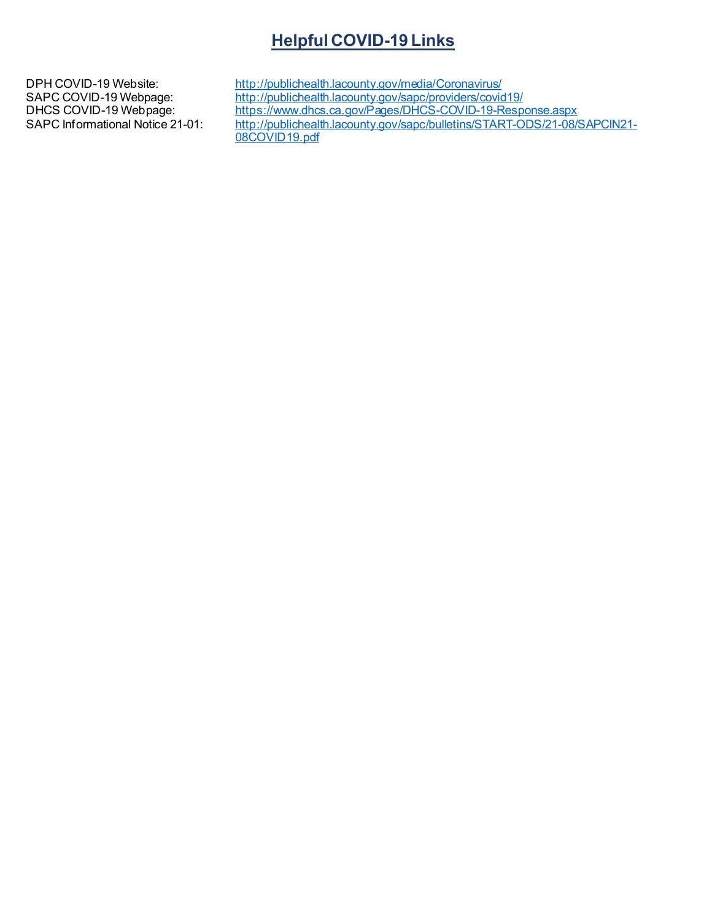## Helpful COVID-19 Links

| | |
|---|---|
| DPH COVID-19 Website: | http://publichealth.lacounty.gov/media/Coronavirus/ |
| SAPC COVID-19 Webpage: | http://publichealth.lacounty.gov/sapc/providers/covid19/ |
| DHCS COVID-19 Webpage: | https://www.dhcs.ca.gov/Pages/DHCS-COVID-19-Response.aspx |
| SAPC Informational Notice 21-01: | http://publichealth.lacounty.gov/sapc/bulletins/START-ODS/21-08/SAPCIN21-08COVID19.pdf |